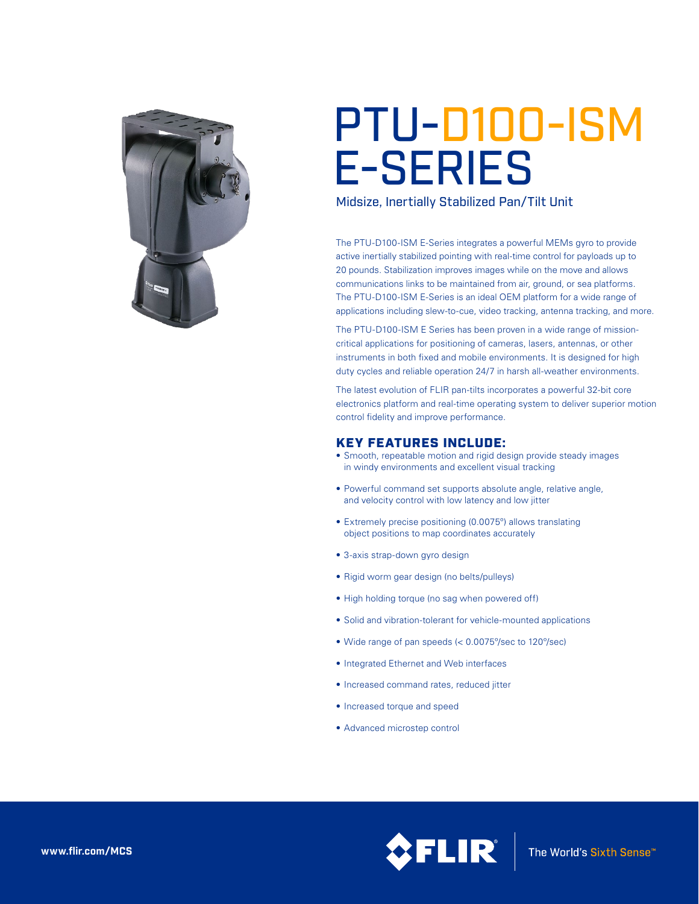# PTU-D100-ISM E-SERIES

## Midsize, Inertially Stabilized Pan/Tilt Unit

The PTU-D100-ISM E-Series integrates a powerful MEMs gyro to provide active inertially stabilized pointing with real-time control for payloads up to 20 pounds. Stabilization improves images while on the move and allows communications links to be maintained from air, ground, or sea platforms. The PTU-D100-ISM E-Series is an ideal OEM platform for a wide range of applications including slew-to-cue, video tracking, antenna tracking, and more.

The PTU-D100-ISM E Series has been proven in a wide range of mission-critical applications for positioning of cameras, lasers, antennas, or other instruments in both fixed and mobile environments. It is designed for high duty cycles and reliable operation 24/7 in harsh all-weather environments.

The latest evolution of FLIR pan-tilts incorporates a powerful 32-bit core electronics platform and real-time operating system to deliver superior motion control fidelity and improve performance.

### KEY FEATURES INCLUDE:

- Smooth, repeatable motion and rigid design provide steady images in windy environments and excellent visual tracking
- Powerful command set supports absolute angle, relative angle, and velocity control with low latency and low jitter
- Extremely precise positioning (0.0075º) allows translating object positions to map coordinates accurately
- 3-axis strap-down gyro design
- Rigid worm gear design (no belts/pulleys)
- High holding torque (no sag when powered off)
- Solid and vibration-tolerant for vehicle-mounted applications
- Wide range of pan speeds (< 0.0075º/sec to 120º/sec)
- Integrated Ethernet and Web interfaces
- Increased command rates, reduced jitter
- Increased torque and speed
- Advanced microstep control

www.flir.com/MCS

FLIR The World's Sixth Sense™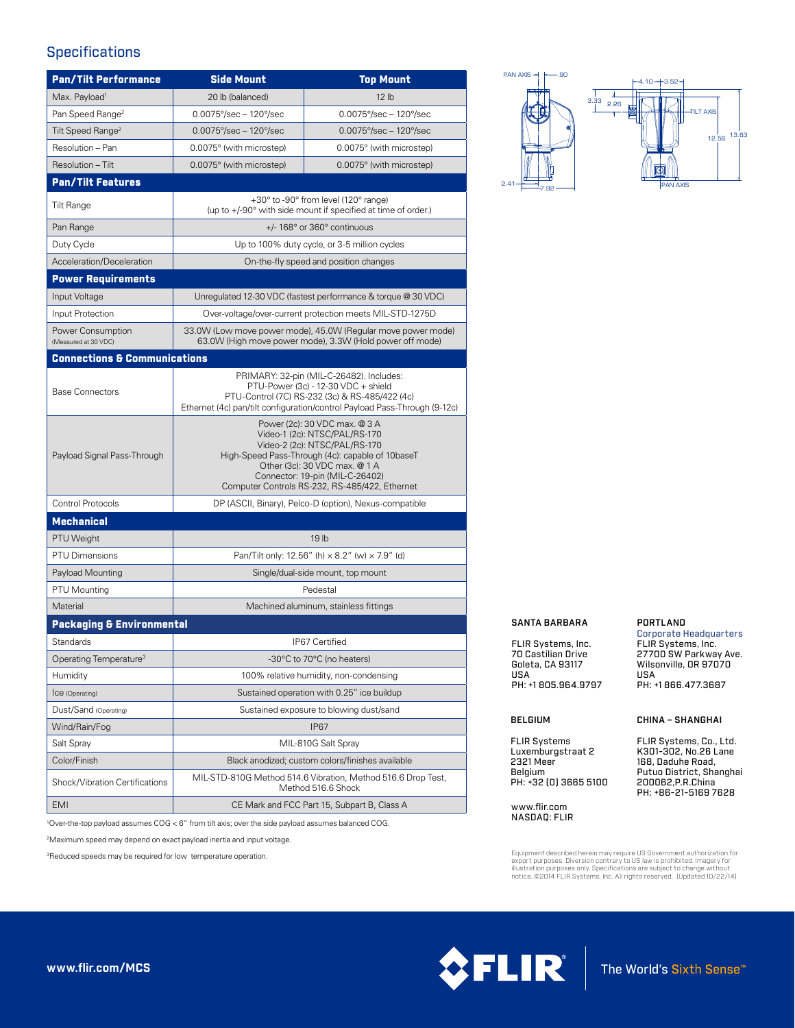## Specifications

| Pan/Tilt Performance | Side Mount | Top Mount |
|---|---|---|
| Max. Payload[1] | 20 lb (balanced) | 12 lb |
| Pan Speed Range[2] | 0.0075°/sec – 120°/sec | 0.0075°/sec – 120°/sec |
| Tilt Speed Range[2] | 0.0075°/sec – 120°/sec | 0.0075°/sec – 120°/sec |
| Resolution – Pan | 0.0075° (with microstep) | 0.0075° (with microstep) |
| Resolution – Tilt | 0.0075° (with microstep) | 0.0075° (with microstep) |
| **Pan/Tilt Features** | | |
| Tilt Range | +30° to -90° from level (120° range) (up to +/-90° with side mount if specified at time of order.) | |
| Pan Range | +/- 168° or 360° continuous | |
| Duty Cycle | Up to 100% duty cycle, or 3-5 million cycles | |
| Acceleration/Deceleration | On-the-fly speed and position changes | |
| **Power Requirements** | | |
| Input Voltage | Unregulated 12-30 VDC (fastest performance & torque @ 30 VDC) | |
| Input Protection | Over-voltage/over-current protection meets MIL-STD-1275D | |
| Power Consumption (Measured at 30 VDC) | 33.0W (Low move power mode), 45.0W (Regular move power mode) 63.0W (High move power mode), 3.3W (Hold power off mode) | |
| **Connections & Communications** | | |
| Base Connectors | PRIMARY: 32-pin (MIL-C-26482). Includes: PTU-Power (3c) - 12-30 VDC + shield PTU-Control (7C) RS-232 (3c) & RS-485/422 (4c) Ethernet (4c) pan/tilt configuration/control Payload Pass-Through (9-12c) | |
| Payload Signal Pass-Through | Power (2c): 30 VDC max. @ 3 A Video-1 (2c): NTSC/PAL/RS-170 Video-2 (2c): NTSC/PAL/RS-170 High-Speed Pass-Through (4c): capable of 10baseT Other (3c): 30 VDC max. @ 1 A Connector: 19-pin (MIL-C-26402) Computer Controls RS-232, RS-485/422, Ethernet | |
| Control Protocols | DP (ASCII, Binary), Pelco-D (option), Nexus-compatible | |
| **Mechanical** | | |
| PTU Weight | 19 lb | |
| PTU Dimensions | Pan/Tilt only: 12.56" (h) × 8.2" (w) × 7.9" (d) | |
| Payload Mounting | Single/dual-side mount, top mount | |
| PTU Mounting | Pedestal | |
| Material | Machined aluminum, stainless fittings | |
| **Packaging & Environmental** | | |
| Standards | IP67 Certified | |
| Operating Temperature[3] | -30°C to 70°C (no heaters) | |
| Humidity | 100% relative humidity, non-condensing | |
| Ice (Operating) | Sustained operation with 0.25" ice buildup | |
| Dust/Sand (Operating) | Sustained exposure to blowing dust/sand | |
| Wind/Rain/Fog | IP67 | |
| Salt Spray | MIL-810G Salt Spray | |
| Color/Finish | Black anodized; custom colors/finishes available | |
| Shock/Vibration Certifications | MIL-STD-810G Method 514.6 Vibration, Method 516.6 Drop Test, Method 516.6 Shock | |
| EMI | CE Mark and FCC Part 15, Subpart B, Class A | |

[1]Over-the-top payload assumes COG < 6" from tilt axis; over the side payload assumes balanced COG.

[2]Maximum speed may depend on exact payload inertia and input voltage.

[3]Reduced speeds may be required for low temperature operation.

PAN AXIS .90 2.41 7.92

4.10 3.52 3.33 2.26 TILT AXIS 12.56 13.63 PAN AXIS

**SANTA BARBARA**

FLIR Systems, Inc.
70 Castilian Drive
Goleta, CA 93117
USA
PH: +1 805.964.9797

**PORTLAND**
Corporate Headquarters
FLIR Systems, Inc.
27700 SW Parkway Ave.
Wilsonville, OR 97070
USA
PH: +1 866.477.3687

**BELGIUM**

FLIR Systems
Luxemburgstraat 2
2321 Meer
Belgium
PH: +32 (0) 3665 5100

**CHINA – SHANGHAI**

FLIR Systems, Co., Ltd.
K301-302, No.26 Lane
168, Daduhe Road,
Putuo District, Shanghai
200062,P.R.China
PH: +86-21-5169 7628

www.flir.com
NASDAQ: FLIR

Equipment described herein may require US Government authorization for export purposes. Diversion contrary to US law is prohibited. Imagery for illustration purposes only. Specifications are subject to change without notice. ©2014 FLIR Systems, Inc. All rights reserved. (Updated 10/22/14)

**www.flir.com/MCS**

FLIR® The World's Sixth Sense™